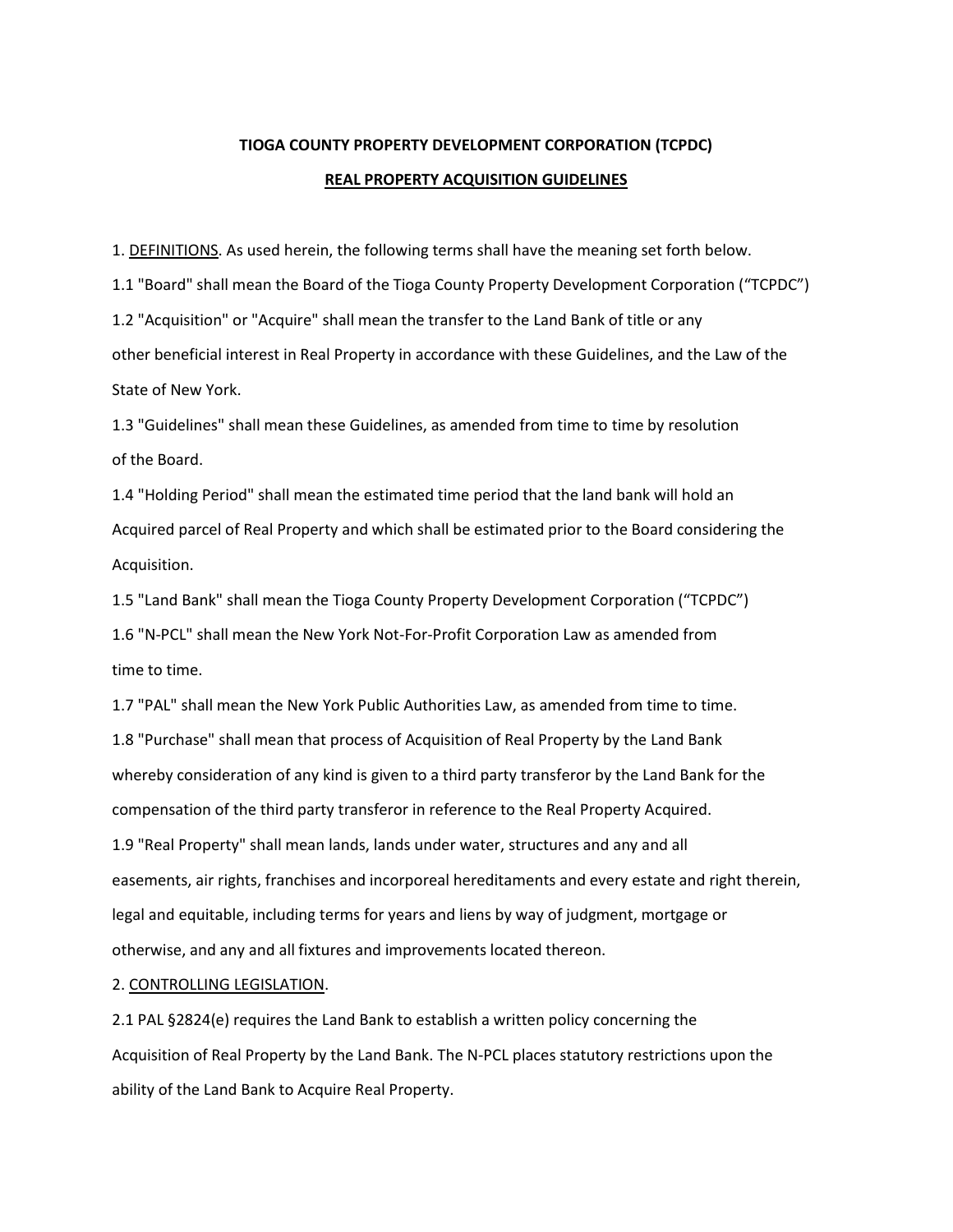# TIOGA COUNTY PROPERTY DEVELOPMENT CORPORATION (TCPDC)

## REAL PROPERTY ACQUISITION GUIDELINES

1. DEFINITIONS. As used herein, the following terms shall have the meaning set forth below.

1.1 "Board" shall mean the Board of the Tioga County Property Development Corporation ("TCPDC")

1.2 "Acquisition" or "Acquire" shall mean the transfer to the Land Bank of title or any other beneficial interest in Real Property in accordance with these Guidelines, and the Law of the State of New York.

1.3 "Guidelines" shall mean these Guidelines, as amended from time to time by resolution of the Board.

1.4 "Holding Period" shall mean the estimated time period that the land bank will hold an Acquired parcel of Real Property and which shall be estimated prior to the Board considering the Acquisition.

1.5 "Land Bank" shall mean the Tioga County Property Development Corporation ("TCPDC")

1.6 "N-PCL" shall mean the New York Not-For-Profit Corporation Law as amended from time to time.

1.7 "PAL" shall mean the New York Public Authorities Law, as amended from time to time.

1.8 "Purchase" shall mean that process of Acquisition of Real Property by the Land Bank whereby consideration of any kind is given to a third party transferor by the Land Bank for the compensation of the third party transferor in reference to the Real Property Acquired.

1.9 "Real Property" shall mean lands, lands under water, structures and any and all easements, air rights, franchises and incorporeal hereditaments and every estate and right therein, legal and equitable, including terms for years and liens by way of judgment, mortgage or otherwise, and any and all fixtures and improvements located thereon.

2. CONTROLLING LEGISLATION.

2.1 PAL §2824(e) requires the Land Bank to establish a written policy concerning the Acquisition of Real Property by the Land Bank. The N-PCL places statutory restrictions upon the ability of the Land Bank to Acquire Real Property.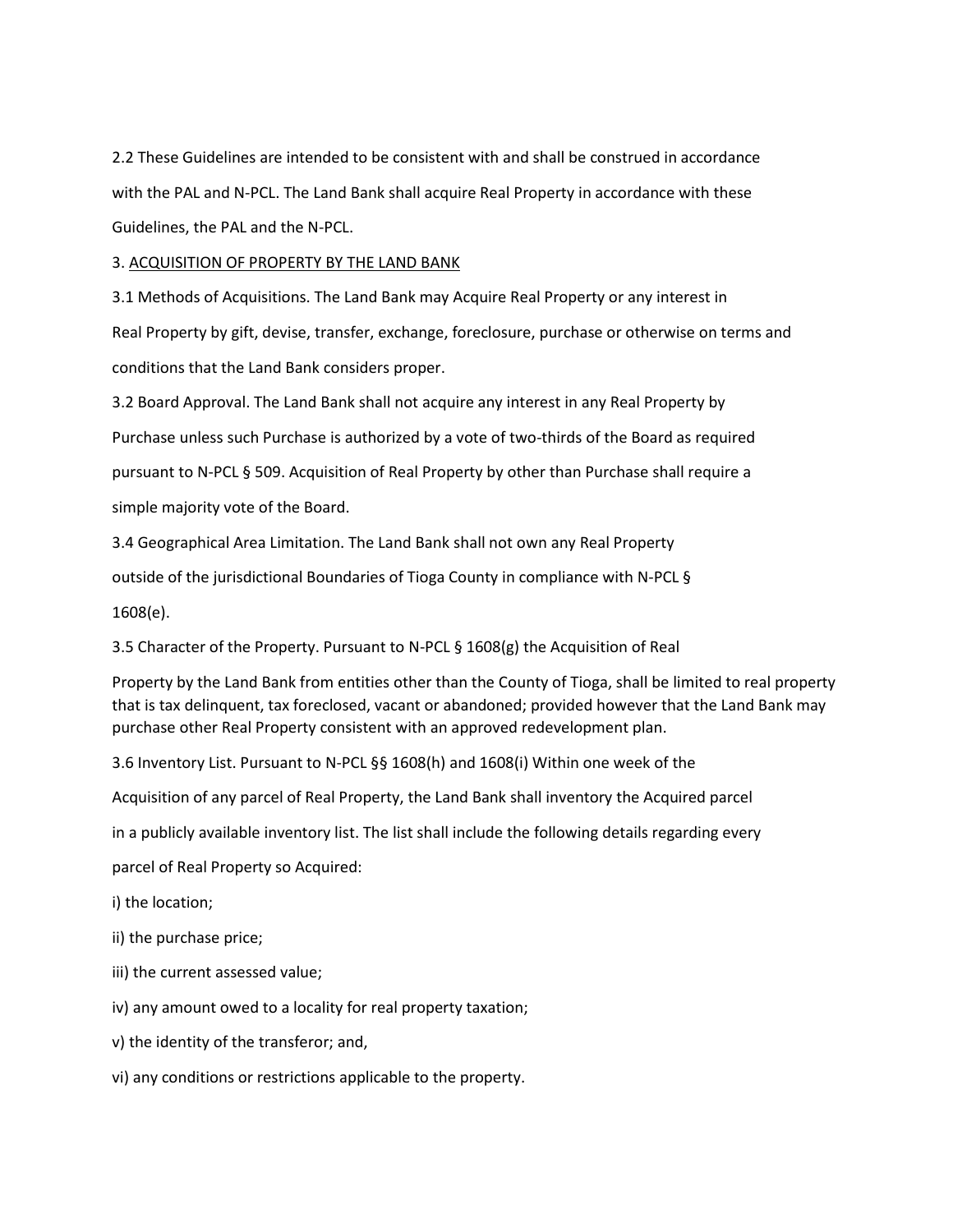2.2 These Guidelines are intended to be consistent with and shall be construed in accordance with the PAL and N-PCL. The Land Bank shall acquire Real Property in accordance with these Guidelines, the PAL and the N-PCL.

3. <u>ACQUISITION OF PROPERTY BY THE LAND BANK</u>

3.1 Methods of Acquisitions. The Land Bank may Acquire Real Property or any interest in Real Property by gift, devise, transfer, exchange, foreclosure, purchase or otherwise on terms and conditions that the Land Bank considers proper.

3.2 Board Approval. The Land Bank shall not acquire any interest in any Real Property by Purchase unless such Purchase is authorized by a vote of two-thirds of the Board as required pursuant to N-PCL § 509. Acquisition of Real Property by other than Purchase shall require a simple majority vote of the Board.

3.4 Geographical Area Limitation. The Land Bank shall not own any Real Property outside of the jurisdictional Boundaries of Tioga County in compliance with N-PCL § 1608(e).

3.5 Character of the Property. Pursuant to N-PCL § 1608(g) the Acquisition of Real Property by the Land Bank from entities other than the County of Tioga, shall be limited to real property that is tax delinquent, tax foreclosed, vacant or abandoned; provided however that the Land Bank may purchase other Real Property consistent with an approved redevelopment plan.

3.6 Inventory List. Pursuant to N-PCL §§ 1608(h) and 1608(i) Within one week of the Acquisition of any parcel of Real Property, the Land Bank shall inventory the Acquired parcel in a publicly available inventory list. The list shall include the following details regarding every parcel of Real Property so Acquired:

i) the location;

ii) the purchase price;

iii) the current assessed value;

iv) any amount owed to a locality for real property taxation;

v) the identity of the transferor; and,

vi) any conditions or restrictions applicable to the property.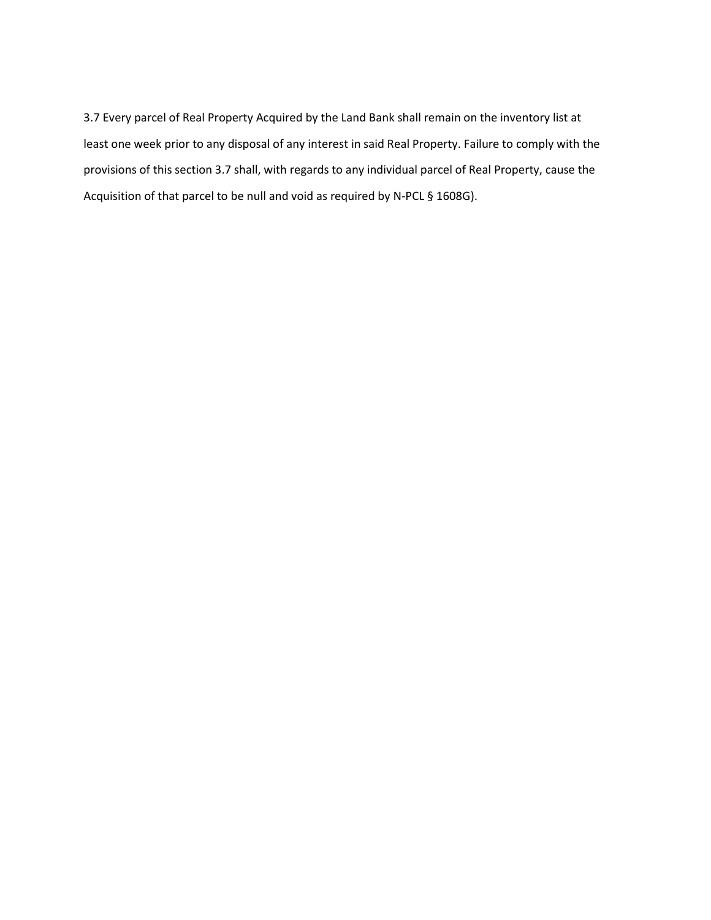3.7 Every parcel of Real Property Acquired by the Land Bank shall remain on the inventory list at least one week prior to any disposal of any interest in said Real Property. Failure to comply with the provisions of this section 3.7 shall, with regards to any individual parcel of Real Property, cause the Acquisition of that parcel to be null and void as required by N-PCL § 1608G).